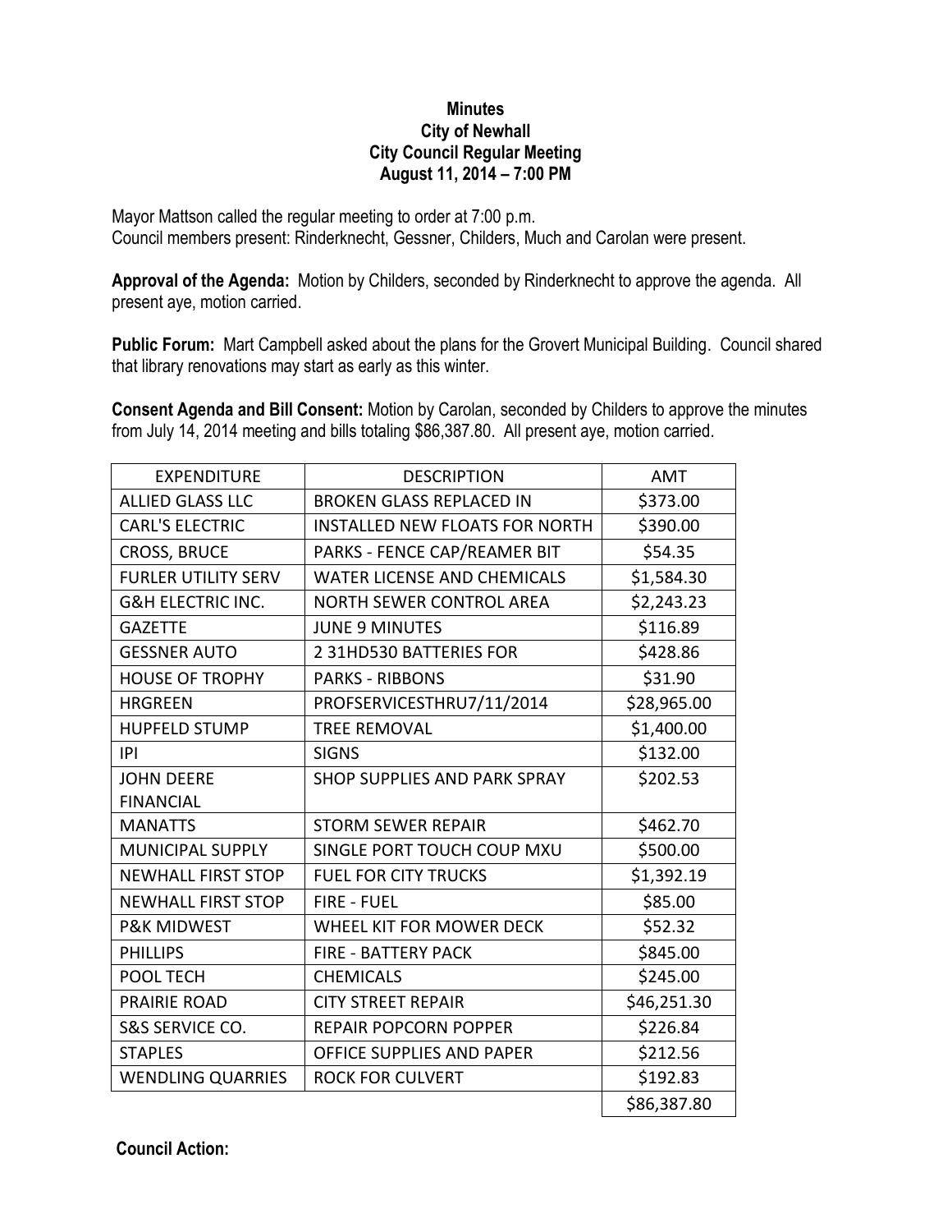**Minutes**
**City of Newhall**
**City Council Regular Meeting**
**August 11, 2014 – 7:00 PM**

Mayor Mattson called the regular meeting to order at 7:00 p.m.
Council members present: Rinderknecht, Gessner, Childers, Much and Carolan were present.

**Approval of the Agenda:** Motion by Childers, seconded by Rinderknecht to approve the agenda. All present aye, motion carried.

**Public Forum:** Mart Campbell asked about the plans for the Grovert Municipal Building. Council shared that library renovations may start as early as this winter.

**Consent Agenda and Bill Consent:** Motion by Carolan, seconded by Childers to approve the minutes from July 14, 2014 meeting and bills totaling $86,387.80. All present aye, motion carried.

| EXPENDITURE | DESCRIPTION | AMT |
|---|---|---|
| ALLIED GLASS LLC | BROKEN GLASS REPLACED IN | $373.00 |
| CARL'S ELECTRIC | INSTALLED NEW FLOATS FOR NORTH | $390.00 |
| CROSS, BRUCE | PARKS - FENCE CAP/REAMER BIT | $54.35 |
| FURLER UTILITY SERV | WATER LICENSE AND CHEMICALS | $1,584.30 |
| G&H ELECTRIC INC. | NORTH SEWER CONTROL AREA | $2,243.23 |
| GAZETTE | JUNE 9 MINUTES | $116.89 |
| GESSNER AUTO | 2 31HD530 BATTERIES FOR | $428.86 |
| HOUSE OF TROPHY | PARKS - RIBBONS | $31.90 |
| HRGREEN | PROFSERVICESTHRU7/11/2014 | $28,965.00 |
| HUPFELD STUMP | TREE REMOVAL | $1,400.00 |
| IPI | SIGNS | $132.00 |
| JOHN DEERE FINANCIAL | SHOP SUPPLIES AND PARK SPRAY | $202.53 |
| MANATTS | STORM SEWER REPAIR | $462.70 |
| MUNICIPAL SUPPLY | SINGLE PORT TOUCH COUP MXU | $500.00 |
| NEWHALL FIRST STOP | FUEL FOR CITY TRUCKS | $1,392.19 |
| NEWHALL FIRST STOP | FIRE - FUEL | $85.00 |
| P&K MIDWEST | WHEEL KIT FOR MOWER DECK | $52.32 |
| PHILLIPS | FIRE - BATTERY PACK | $845.00 |
| POOL TECH | CHEMICALS | $245.00 |
| PRAIRIE ROAD | CITY STREET REPAIR | $46,251.30 |
| S&S SERVICE CO. | REPAIR POPCORN POPPER | $226.84 |
| STAPLES | OFFICE SUPPLIES AND PAPER | $212.56 |
| WENDLING QUARRIES | ROCK FOR CULVERT | $192.83 |
| | | $86,387.80 |

**Council Action:**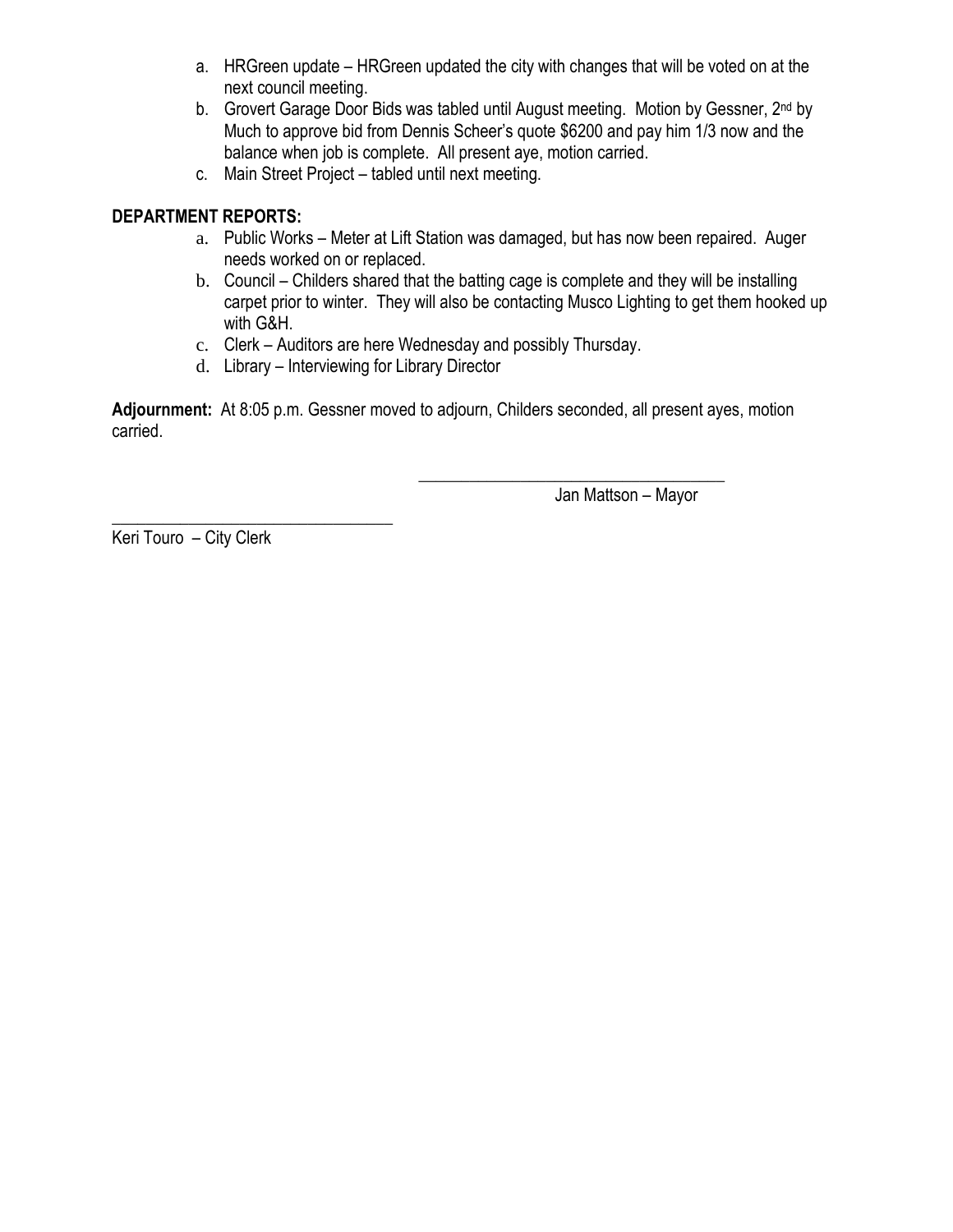a. HRGreen update – HRGreen updated the city with changes that will be voted on at the next council meeting.
b. Grovert Garage Door Bids was tabled until August meeting. Motion by Gessner, 2nd by Much to approve bid from Dennis Scheer's quote $6200 and pay him 1/3 now and the balance when job is complete. All present aye, motion carried.
c. Main Street Project – tabled until next meeting.

**DEPARTMENT REPORTS:**

a. Public Works – Meter at Lift Station was damaged, but has now been repaired. Auger needs worked on or replaced.
b. Council – Childers shared that the batting cage is complete and they will be installing carpet prior to winter. They will also be contacting Musco Lighting to get them hooked up with G&H.
c. Clerk – Auditors are here Wednesday and possibly Thursday.
d. Library – Interviewing for Library Director

**Adjournment:** At 8:05 p.m. Gessner moved to adjourn, Childers seconded, all present ayes, motion carried.

\_\_\_\_\_\_\_\_\_\_\_\_\_\_\_\_\_\_\_\_\_\_\_\_\_\_\_\_\_\_\_\_\_\_\_\_
Jan Mattson – Mayor

\_\_\_\_\_\_\_\_\_\_\_\_\_\_\_\_\_\_\_\_\_\_\_\_\_\_\_\_\_\_\_\_\_\_\_\_
Keri Touro – City Clerk